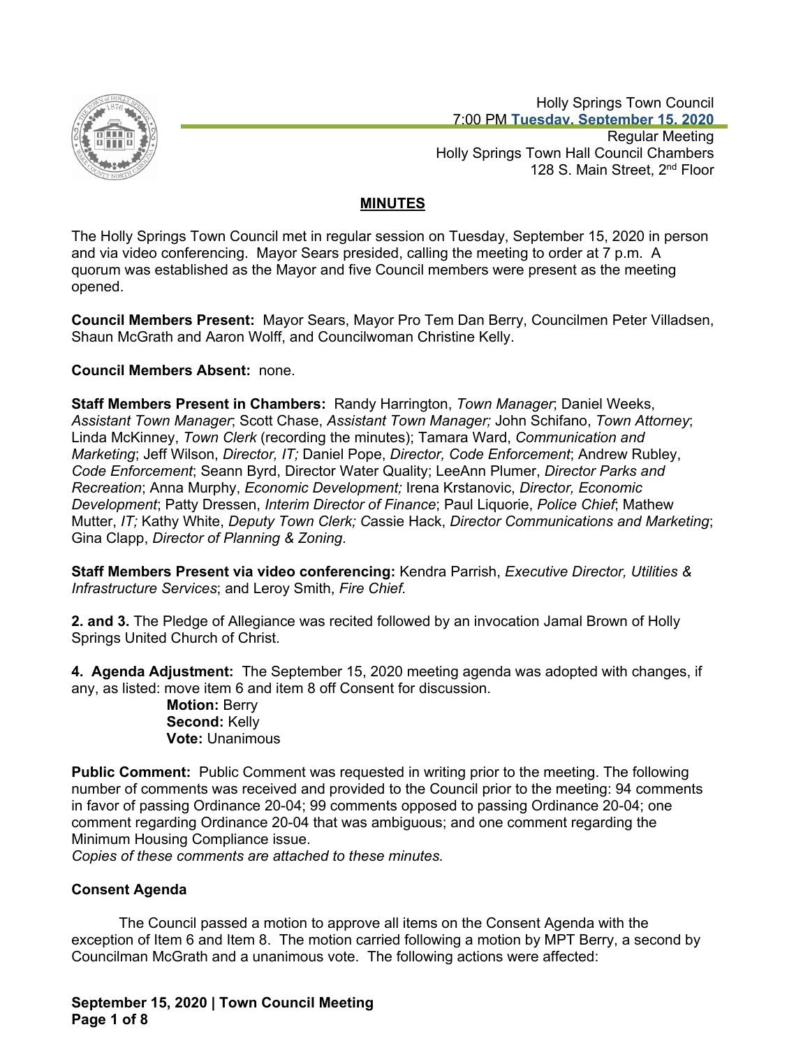Holly Springs Town Council
7:00 PM **Tuesday, September 15, 2020**
Regular Meeting
Holly Springs Town Hall Council Chambers
128 S. Main Street, 2nd Floor

## MINUTES

The Holly Springs Town Council met in regular session on Tuesday, September 15, 2020 in person and via video conferencing. Mayor Sears presided, calling the meeting to order at 7 p.m. A quorum was established as the Mayor and five Council members were present as the meeting opened.

**Council Members Present:** Mayor Sears, Mayor Pro Tem Dan Berry, Councilmen Peter Villadsen, Shaun McGrath and Aaron Wolff, and Councilwoman Christine Kelly.

**Council Members Absent:** none.

**Staff Members Present in Chambers:** Randy Harrington, *Town Manager*; Daniel Weeks, *Assistant Town Manager*; Scott Chase, *Assistant Town Manager;* John Schifano, *Town Attorney*; Linda McKinney, *Town Clerk* (recording the minutes); Tamara Ward, *Communication and Marketing*; Jeff Wilson, *Director, IT;* Daniel Pope, *Director, Code Enforcement*; Andrew Rubley, *Code Enforcement*; Seann Byrd, Director Water Quality; LeeAnn Plumer, *Director Parks and Recreation*; Anna Murphy, *Economic Development;* Irena Krstanovic, *Director, Economic Development*; Patty Dressen, *Interim Director of Finance*; Paul Liquorie, *Police Chief*; Mathew Mutter, *IT; Kathy White, Deputy Town Clerk; C*assie Hack, *Director Communications and Marketing*; Gina Clapp, *Director of Planning & Zoning*.

**Staff Members Present via video conferencing:** Kendra Parrish, *Executive Director, Utilities & Infrastructure Services*; and Leroy Smith, *Fire Chief.*

**2. and 3.** The Pledge of Allegiance was recited followed by an invocation Jamal Brown of Holly Springs United Church of Christ.

**4. Agenda Adjustment:** The September 15, 2020 meeting agenda was adopted with changes, if any, as listed: move item 6 and item 8 off Consent for discussion.

> **Motion:** Berry
> **Second:** Kelly
> **Vote:** Unanimous

**Public Comment:** Public Comment was requested in writing prior to the meeting. The following number of comments was received and provided to the Council prior to the meeting: 94 comments in favor of passing Ordinance 20-04; 99 comments opposed to passing Ordinance 20-04; one comment regarding Ordinance 20-04 that was ambiguous; and one comment regarding the Minimum Housing Compliance issue.
*Copies of these comments are attached to these minutes.*

### Consent Agenda

The Council passed a motion to approve all items on the Consent Agenda with the exception of Item 6 and Item 8. The motion carried following a motion by MPT Berry, a second by Councilman McGrath and a unanimous vote. The following actions were affected: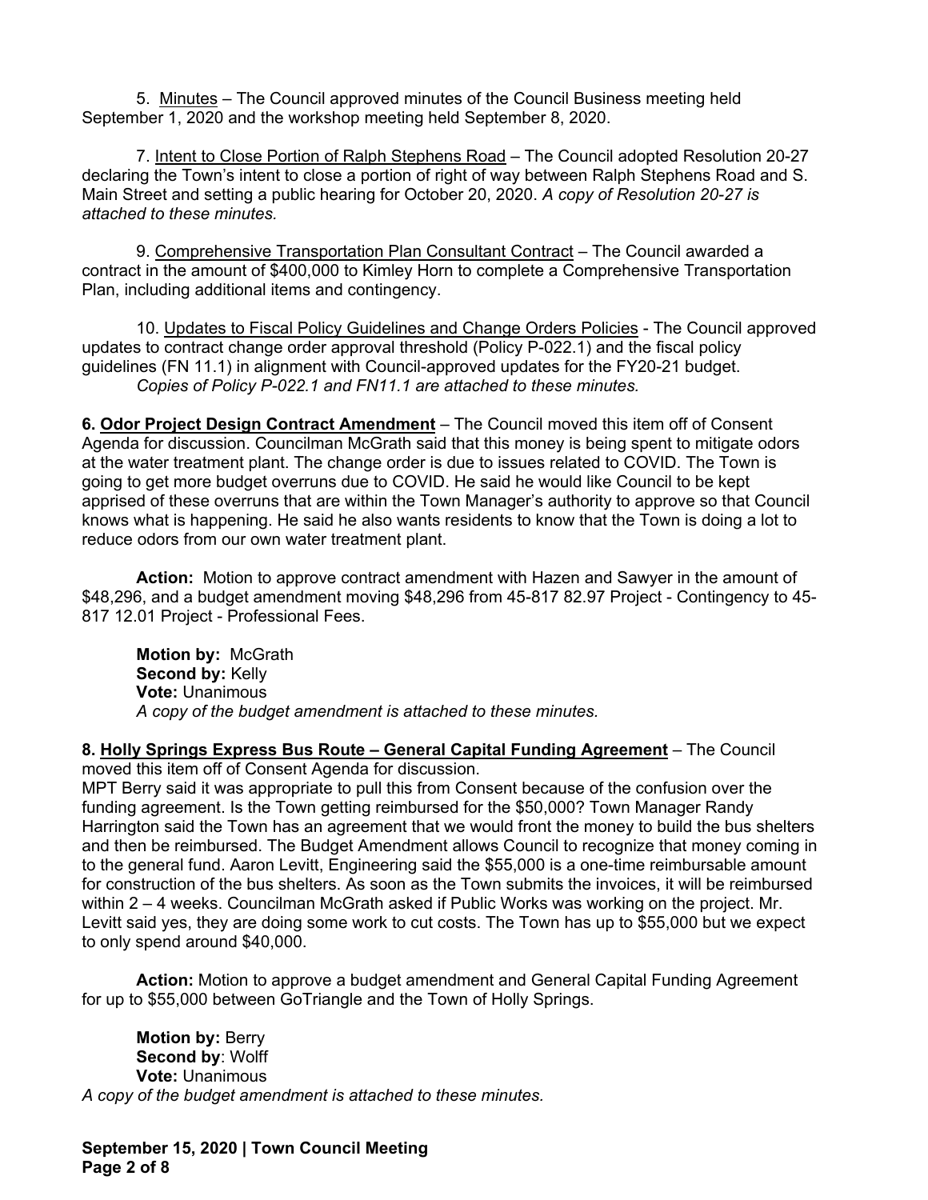5. Minutes – The Council approved minutes of the Council Business meeting held September 1, 2020 and the workshop meeting held September 8, 2020.

7. Intent to Close Portion of Ralph Stephens Road – The Council adopted Resolution 20-27 declaring the Town's intent to close a portion of right of way between Ralph Stephens Road and S. Main Street and setting a public hearing for October 20, 2020. *A copy of Resolution 20-27 is attached to these minutes.*

9. Comprehensive Transportation Plan Consultant Contract – The Council awarded a contract in the amount of $400,000 to Kimley Horn to complete a Comprehensive Transportation Plan, including additional items and contingency.

10. Updates to Fiscal Policy Guidelines and Change Orders Policies - The Council approved updates to contract change order approval threshold (Policy P-022.1) and the fiscal policy guidelines (FN 11.1) in alignment with Council-approved updates for the FY20-21 budget. *Copies of Policy P-022.1 and FN11.1 are attached to these minutes.*

**6. Odor Project Design Contract Amendment** – The Council moved this item off of Consent Agenda for discussion. Councilman McGrath said that this money is being spent to mitigate odors at the water treatment plant. The change order is due to issues related to COVID. The Town is going to get more budget overruns due to COVID. He said he would like Council to be kept apprised of these overruns that are within the Town Manager's authority to approve so that Council knows what is happening. He said he also wants residents to know that the Town is doing a lot to reduce odors from our own water treatment plant.

**Action:** Motion to approve contract amendment with Hazen and Sawyer in the amount of $48,296, and a budget amendment moving $48,296 from 45-817 82.97 Project - Contingency to 45-817 12.01 Project - Professional Fees.

**Motion by:** McGrath  
**Second by:** Kelly  
**Vote:** Unanimous  
*A copy of the budget amendment is attached to these minutes.*

**8. Holly Springs Express Bus Route – General Capital Funding Agreement** – The Council moved this item off of Consent Agenda for discussion.
MPT Berry said it was appropriate to pull this from Consent because of the confusion over the funding agreement. Is the Town getting reimbursed for the $50,000? Town Manager Randy Harrington said the Town has an agreement that we would front the money to build the bus shelters and then be reimbursed. The Budget Amendment allows Council to recognize that money coming in to the general fund. Aaron Levitt, Engineering said the $55,000 is a one-time reimbursable amount for construction of the bus shelters. As soon as the Town submits the invoices, it will be reimbursed within 2 – 4 weeks. Councilman McGrath asked if Public Works was working on the project. Mr. Levitt said yes, they are doing some work to cut costs. The Town has up to $55,000 but we expect to only spend around $40,000.

**Action:** Motion to approve a budget amendment and General Capital Funding Agreement for up to $55,000 between GoTriangle and the Town of Holly Springs.

**Motion by:** Berry  
**Second by**: Wolff  
**Vote:** Unanimous  
*A copy of the budget amendment is attached to these minutes.*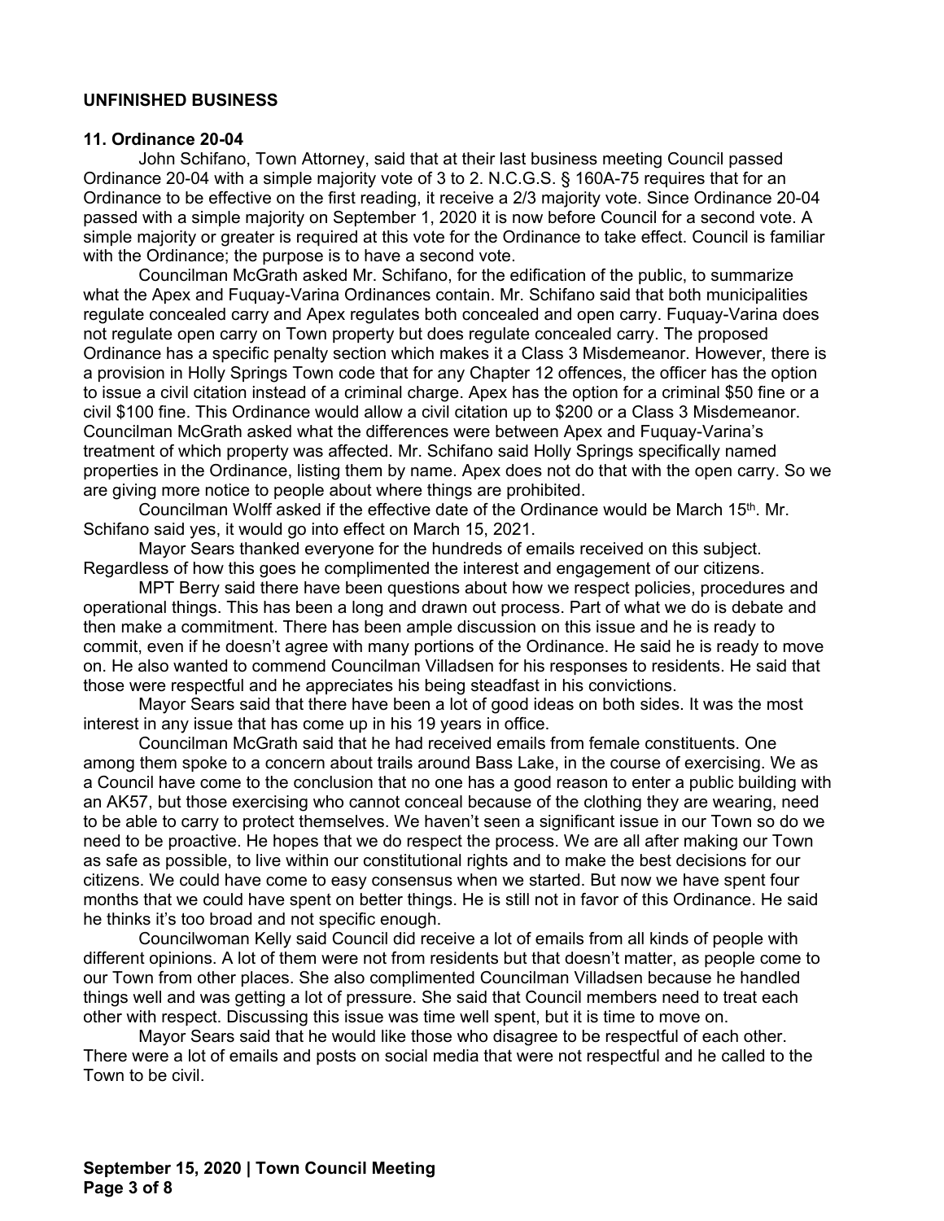**UNFINISHED BUSINESS**

**11. Ordinance 20-04**

John Schifano, Town Attorney, said that at their last business meeting Council passed Ordinance 20-04 with a simple majority vote of 3 to 2. N.C.G.S. § 160A-75 requires that for an Ordinance to be effective on the first reading, it receive a 2/3 majority vote. Since Ordinance 20-04 passed with a simple majority on September 1, 2020 it is now before Council for a second vote. A simple majority or greater is required at this vote for the Ordinance to take effect. Council is familiar with the Ordinance; the purpose is to have a second vote.

Councilman McGrath asked Mr. Schifano, for the edification of the public, to summarize what the Apex and Fuquay-Varina Ordinances contain. Mr. Schifano said that both municipalities regulate concealed carry and Apex regulates both concealed and open carry. Fuquay-Varina does not regulate open carry on Town property but does regulate concealed carry. The proposed Ordinance has a specific penalty section which makes it a Class 3 Misdemeanor. However, there is a provision in Holly Springs Town code that for any Chapter 12 offences, the officer has the option to issue a civil citation instead of a criminal charge. Apex has the option for a criminal $50 fine or a civil $100 fine. This Ordinance would allow a civil citation up to $200 or a Class 3 Misdemeanor. Councilman McGrath asked what the differences were between Apex and Fuquay-Varina's treatment of which property was affected. Mr. Schifano said Holly Springs specifically named properties in the Ordinance, listing them by name. Apex does not do that with the open carry. So we are giving more notice to people about where things are prohibited.

Councilman Wolff asked if the effective date of the Ordinance would be March 15th. Mr. Schifano said yes, it would go into effect on March 15, 2021.

Mayor Sears thanked everyone for the hundreds of emails received on this subject. Regardless of how this goes he complimented the interest and engagement of our citizens.

MPT Berry said there have been questions about how we respect policies, procedures and operational things. This has been a long and drawn out process. Part of what we do is debate and then make a commitment. There has been ample discussion on this issue and he is ready to commit, even if he doesn't agree with many portions of the Ordinance. He said he is ready to move on. He also wanted to commend Councilman Villadsen for his responses to residents. He said that those were respectful and he appreciates his being steadfast in his convictions.

Mayor Sears said that there have been a lot of good ideas on both sides. It was the most interest in any issue that has come up in his 19 years in office.

Councilman McGrath said that he had received emails from female constituents. One among them spoke to a concern about trails around Bass Lake, in the course of exercising. We as a Council have come to the conclusion that no one has a good reason to enter a public building with an AK57, but those exercising who cannot conceal because of the clothing they are wearing, need to be able to carry to protect themselves. We haven't seen a significant issue in our Town so do we need to be proactive. He hopes that we do respect the process. We are all after making our Town as safe as possible, to live within our constitutional rights and to make the best decisions for our citizens. We could have come to easy consensus when we started. But now we have spent four months that we could have spent on better things. He is still not in favor of this Ordinance. He said he thinks it's too broad and not specific enough.

Councilwoman Kelly said Council did receive a lot of emails from all kinds of people with different opinions. A lot of them were not from residents but that doesn't matter, as people come to our Town from other places. She also complimented Councilman Villadsen because he handled things well and was getting a lot of pressure. She said that Council members need to treat each other with respect. Discussing this issue was time well spent, but it is time to move on.

Mayor Sears said that he would like those who disagree to be respectful of each other. There were a lot of emails and posts on social media that were not respectful and he called to the Town to be civil.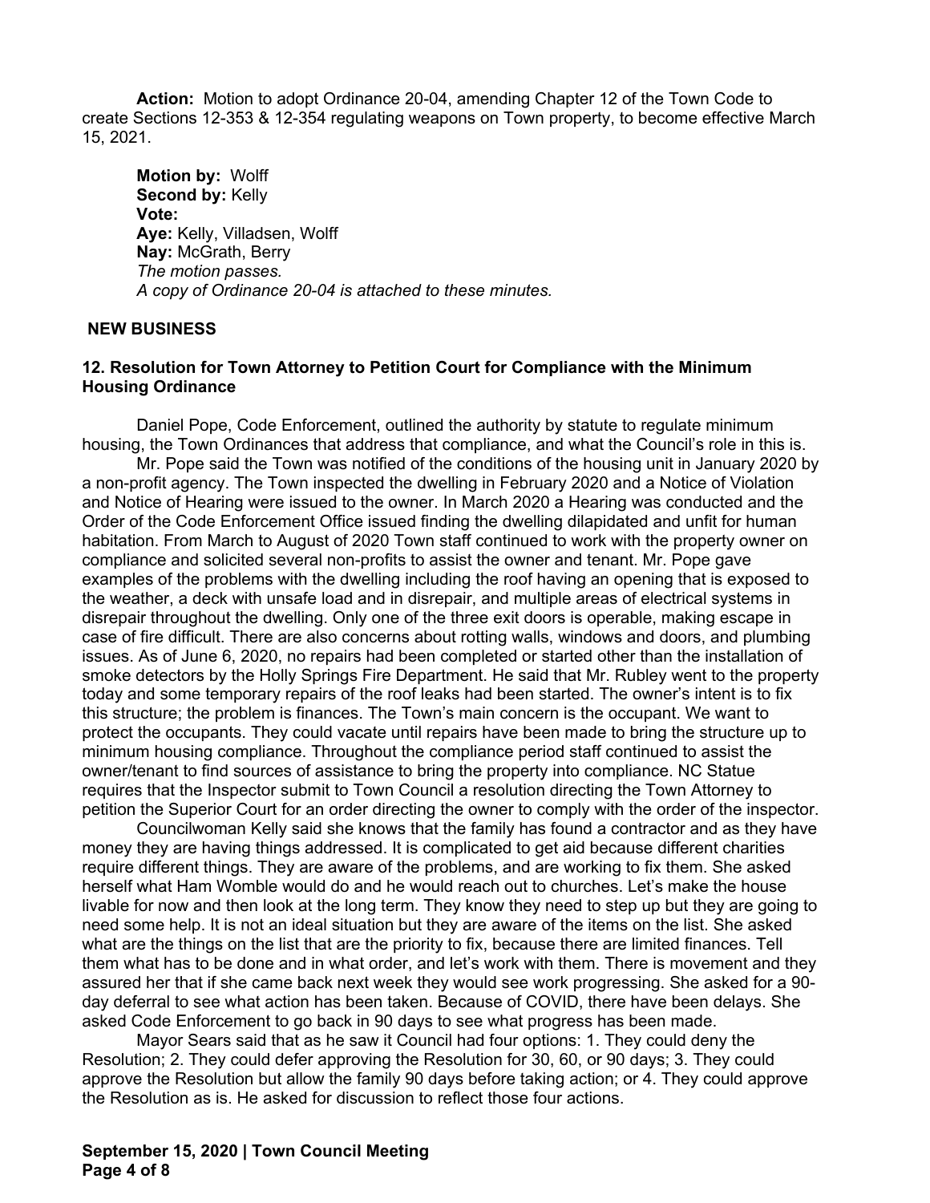**Action:** Motion to adopt Ordinance 20-04, amending Chapter 12 of the Town Code to create Sections 12-353 & 12-354 regulating weapons on Town property, to become effective March 15, 2021.

**Motion by:** Wolff
**Second by:** Kelly
**Vote:**
**Aye:** Kelly, Villadsen, Wolff
**Nay:** McGrath, Berry
*The motion passes.*
*A copy of Ordinance 20-04 is attached to these minutes.*

## NEW BUSINESS

### 12. Resolution for Town Attorney to Petition Court for Compliance with the Minimum Housing Ordinance

Daniel Pope, Code Enforcement, outlined the authority by statute to regulate minimum housing, the Town Ordinances that address that compliance, and what the Council's role in this is.

Mr. Pope said the Town was notified of the conditions of the housing unit in January 2020 by a non-profit agency. The Town inspected the dwelling in February 2020 and a Notice of Violation and Notice of Hearing were issued to the owner. In March 2020 a Hearing was conducted and the Order of the Code Enforcement Office issued finding the dwelling dilapidated and unfit for human habitation. From March to August of 2020 Town staff continued to work with the property owner on compliance and solicited several non-profits to assist the owner and tenant. Mr. Pope gave examples of the problems with the dwelling including the roof having an opening that is exposed to the weather, a deck with unsafe load and in disrepair, and multiple areas of electrical systems in disrepair throughout the dwelling. Only one of the three exit doors is operable, making escape in case of fire difficult. There are also concerns about rotting walls, windows and doors, and plumbing issues. As of June 6, 2020, no repairs had been completed or started other than the installation of smoke detectors by the Holly Springs Fire Department. He said that Mr. Rubley went to the property today and some temporary repairs of the roof leaks had been started. The owner's intent is to fix this structure; the problem is finances. The Town's main concern is the occupant. We want to protect the occupants. They could vacate until repairs have been made to bring the structure up to minimum housing compliance. Throughout the compliance period staff continued to assist the owner/tenant to find sources of assistance to bring the property into compliance. NC Statue requires that the Inspector submit to Town Council a resolution directing the Town Attorney to petition the Superior Court for an order directing the owner to comply with the order of the inspector.

Councilwoman Kelly said she knows that the family has found a contractor and as they have money they are having things addressed. It is complicated to get aid because different charities require different things. They are aware of the problems, and are working to fix them. She asked herself what Ham Womble would do and he would reach out to churches. Let's make the house livable for now and then look at the long term. They know they need to step up but they are going to need some help. It is not an ideal situation but they are aware of the items on the list. She asked what are the things on the list that are the priority to fix, because there are limited finances. Tell them what has to be done and in what order, and let's work with them. There is movement and they assured her that if she came back next week they would see work progressing. She asked for a 90-day deferral to see what action has been taken. Because of COVID, there have been delays. She asked Code Enforcement to go back in 90 days to see what progress has been made.

Mayor Sears said that as he saw it Council had four options: 1. They could deny the Resolution; 2. They could defer approving the Resolution for 30, 60, or 90 days; 3. They could approve the Resolution but allow the family 90 days before taking action; or 4. They could approve the Resolution as is. He asked for discussion to reflect those four actions.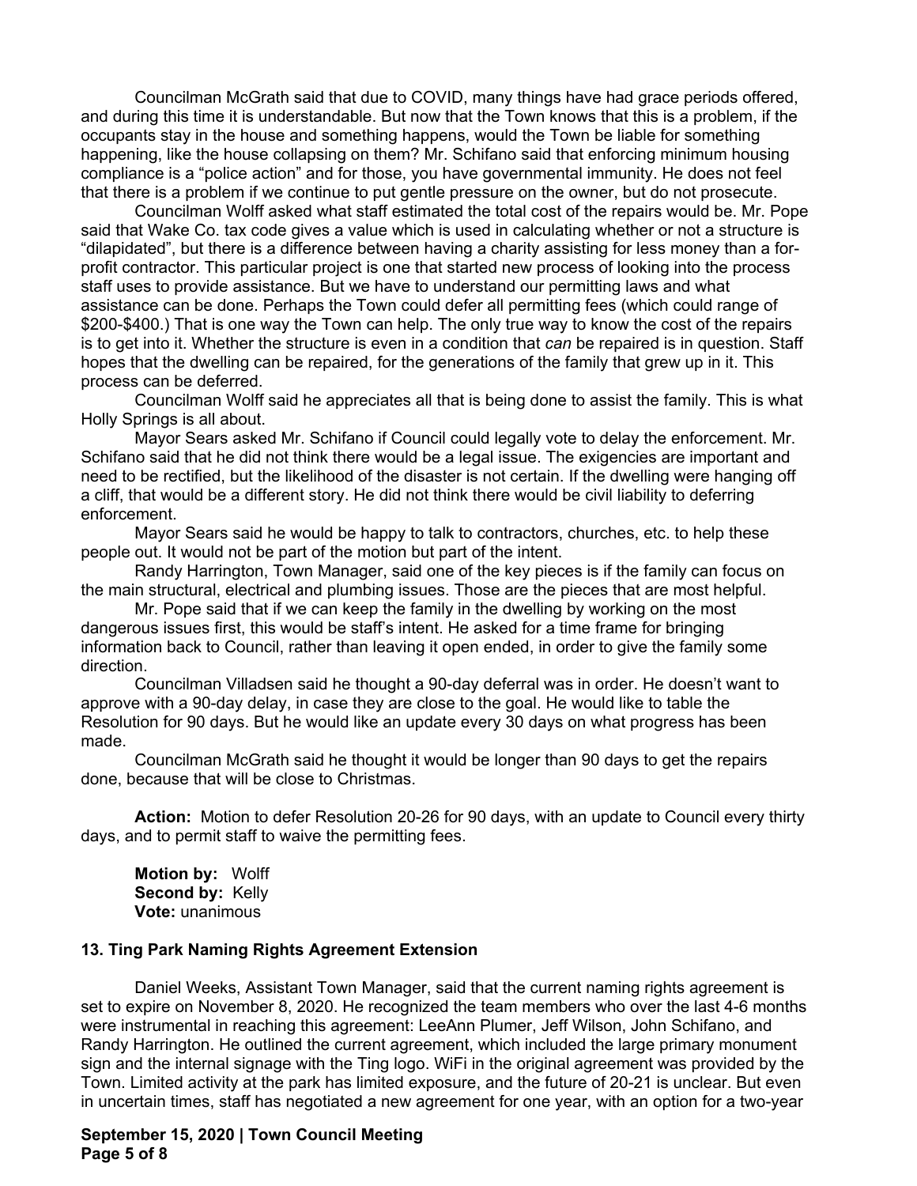Councilman McGrath said that due to COVID, many things have had grace periods offered, and during this time it is understandable. But now that the Town knows that this is a problem, if the occupants stay in the house and something happens, would the Town be liable for something happening, like the house collapsing on them? Mr. Schifano said that enforcing minimum housing compliance is a "police action" and for those, you have governmental immunity. He does not feel that there is a problem if we continue to put gentle pressure on the owner, but do not prosecute.

Councilman Wolff asked what staff estimated the total cost of the repairs would be. Mr. Pope said that Wake Co. tax code gives a value which is used in calculating whether or not a structure is "dilapidated", but there is a difference between having a charity assisting for less money than a for-profit contractor. This particular project is one that started new process of looking into the process staff uses to provide assistance. But we have to understand our permitting laws and what assistance can be done. Perhaps the Town could defer all permitting fees (which could range of $200-$400.) That is one way the Town can help. The only true way to know the cost of the repairs is to get into it. Whether the structure is even in a condition that *can* be repaired is in question. Staff hopes that the dwelling can be repaired, for the generations of the family that grew up in it. This process can be deferred.

Councilman Wolff said he appreciates all that is being done to assist the family. This is what Holly Springs is all about.

Mayor Sears asked Mr. Schifano if Council could legally vote to delay the enforcement. Mr. Schifano said that he did not think there would be a legal issue. The exigencies are important and need to be rectified, but the likelihood of the disaster is not certain. If the dwelling were hanging off a cliff, that would be a different story. He did not think there would be civil liability to deferring enforcement.

Mayor Sears said he would be happy to talk to contractors, churches, etc. to help these people out. It would not be part of the motion but part of the intent.

Randy Harrington, Town Manager, said one of the key pieces is if the family can focus on the main structural, electrical and plumbing issues. Those are the pieces that are most helpful.

Mr. Pope said that if we can keep the family in the dwelling by working on the most dangerous issues first, this would be staff's intent. He asked for a time frame for bringing information back to Council, rather than leaving it open ended, in order to give the family some direction.

Councilman Villadsen said he thought a 90-day deferral was in order. He doesn't want to approve with a 90-day delay, in case they are close to the goal. He would like to table the Resolution for 90 days. But he would like an update every 30 days on what progress has been made.

Councilman McGrath said he thought it would be longer than 90 days to get the repairs done, because that will be close to Christmas.

**Action:** Motion to defer Resolution 20-26 for 90 days, with an update to Council every thirty days, and to permit staff to waive the permitting fees.

**Motion by:** Wolff
**Second by:** Kelly
**Vote:** unanimous

**13. Ting Park Naming Rights Agreement Extension**

Daniel Weeks, Assistant Town Manager, said that the current naming rights agreement is set to expire on November 8, 2020. He recognized the team members who over the last 4-6 months were instrumental in reaching this agreement: LeeAnn Plumer, Jeff Wilson, John Schifano, and Randy Harrington. He outlined the current agreement, which included the large primary monument sign and the internal signage with the Ting logo. WiFi in the original agreement was provided by the Town. Limited activity at the park has limited exposure, and the future of 20-21 is unclear. But even in uncertain times, staff has negotiated a new agreement for one year, with an option for a two-year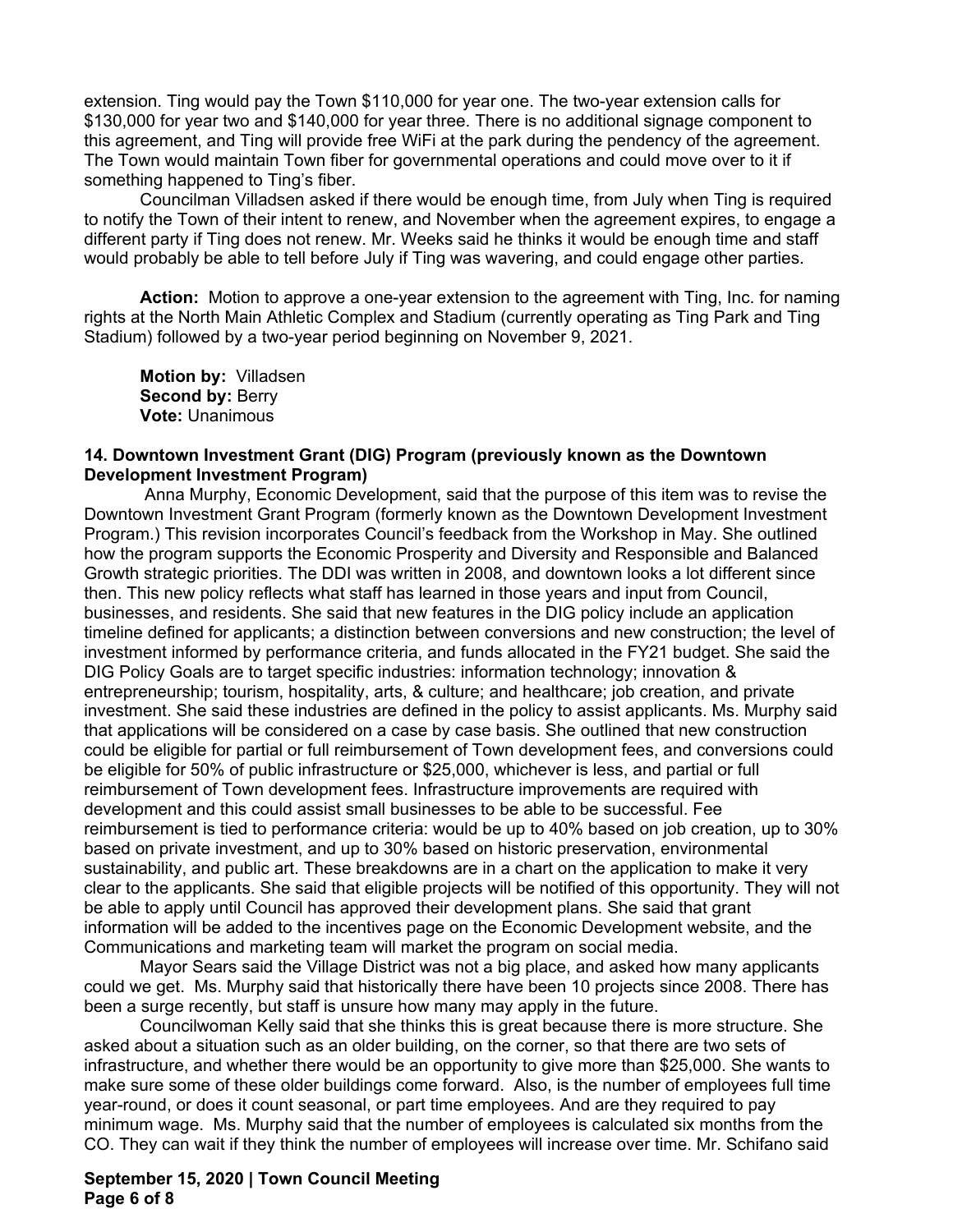extension. Ting would pay the Town $110,000 for year one. The two-year extension calls for $130,000 for year two and $140,000 for year three. There is no additional signage component to this agreement, and Ting will provide free WiFi at the park during the pendency of the agreement. The Town would maintain Town fiber for governmental operations and could move over to it if something happened to Ting's fiber.

Councilman Villadsen asked if there would be enough time, from July when Ting is required to notify the Town of their intent to renew, and November when the agreement expires, to engage a different party if Ting does not renew. Mr. Weeks said he thinks it would be enough time and staff would probably be able to tell before July if Ting was wavering, and could engage other parties.

**Action:** Motion to approve a one-year extension to the agreement with Ting, Inc. for naming rights at the North Main Athletic Complex and Stadium (currently operating as Ting Park and Ting Stadium) followed by a two-year period beginning on November 9, 2021.

**Motion by:** Villadsen
**Second by:** Berry
**Vote:** Unanimous

**14. Downtown Investment Grant (DIG) Program (previously known as the Downtown Development Investment Program)**

Anna Murphy, Economic Development, said that the purpose of this item was to revise the Downtown Investment Grant Program (formerly known as the Downtown Development Investment Program.) This revision incorporates Council's feedback from the Workshop in May. She outlined how the program supports the Economic Prosperity and Diversity and Responsible and Balanced Growth strategic priorities. The DDI was written in 2008, and downtown looks a lot different since then. This new policy reflects what staff has learned in those years and input from Council, businesses, and residents. She said that new features in the DIG policy include an application timeline defined for applicants; a distinction between conversions and new construction; the level of investment informed by performance criteria, and funds allocated in the FY21 budget. She said the DIG Policy Goals are to target specific industries: information technology; innovation & entrepreneurship; tourism, hospitality, arts, & culture; and healthcare; job creation, and private investment. She said these industries are defined in the policy to assist applicants. Ms. Murphy said that applications will be considered on a case by case basis. She outlined that new construction could be eligible for partial or full reimbursement of Town development fees, and conversions could be eligible for 50% of public infrastructure or $25,000, whichever is less, and partial or full reimbursement of Town development fees. Infrastructure improvements are required with development and this could assist small businesses to be able to be successful. Fee reimbursement is tied to performance criteria: would be up to 40% based on job creation, up to 30% based on private investment, and up to 30% based on historic preservation, environmental sustainability, and public art. These breakdowns are in a chart on the application to make it very clear to the applicants. She said that eligible projects will be notified of this opportunity. They will not be able to apply until Council has approved their development plans. She said that grant information will be added to the incentives page on the Economic Development website, and the Communications and marketing team will market the program on social media.

Mayor Sears said the Village District was not a big place, and asked how many applicants could we get. Ms. Murphy said that historically there have been 10 projects since 2008. There has been a surge recently, but staff is unsure how many may apply in the future.

Councilwoman Kelly said that she thinks this is great because there is more structure. She asked about a situation such as an older building, on the corner, so that there are two sets of infrastructure, and whether there would be an opportunity to give more than $25,000. She wants to make sure some of these older buildings come forward. Also, is the number of employees full time year-round, or does it count seasonal, or part time employees. And are they required to pay minimum wage. Ms. Murphy said that the number of employees is calculated six months from the CO. They can wait if they think the number of employees will increase over time. Mr. Schifano said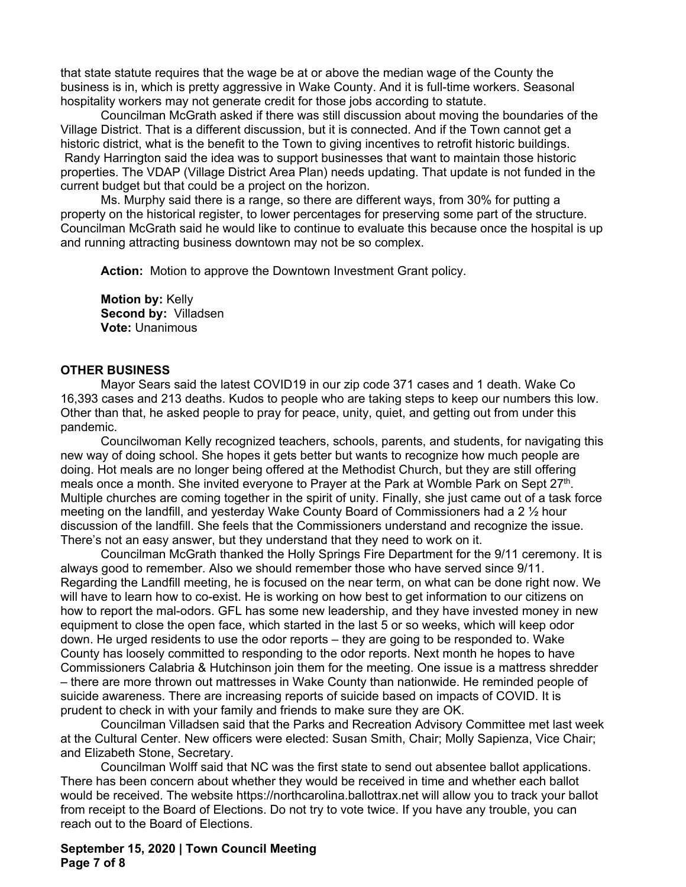that state statute requires that the wage be at or above the median wage of the County the business is in, which is pretty aggressive in Wake County. And it is full-time workers. Seasonal hospitality workers may not generate credit for those jobs according to statute.

Councilman McGrath asked if there was still discussion about moving the boundaries of the Village District. That is a different discussion, but it is connected. And if the Town cannot get a historic district, what is the benefit to the Town to giving incentives to retrofit historic buildings. Randy Harrington said the idea was to support businesses that want to maintain those historic properties. The VDAP (Village District Area Plan) needs updating. That update is not funded in the current budget but that could be a project on the horizon.

Ms. Murphy said there is a range, so there are different ways, from 30% for putting a property on the historical register, to lower percentages for preserving some part of the structure. Councilman McGrath said he would like to continue to evaluate this because once the hospital is up and running attracting business downtown may not be so complex.

**Action:** Motion to approve the Downtown Investment Grant policy.

**Motion by:** Kelly
**Second by:** Villadsen
**Vote:** Unanimous

**OTHER BUSINESS**

Mayor Sears said the latest COVID19 in our zip code 371 cases and 1 death. Wake Co 16,393 cases and 213 deaths. Kudos to people who are taking steps to keep our numbers this low. Other than that, he asked people to pray for peace, unity, quiet, and getting out from under this pandemic.

Councilwoman Kelly recognized teachers, schools, parents, and students, for navigating this new way of doing school. She hopes it gets better but wants to recognize how much people are doing. Hot meals are no longer being offered at the Methodist Church, but they are still offering meals once a month. She invited everyone to Prayer at the Park at Womble Park on Sept 27th. Multiple churches are coming together in the spirit of unity. Finally, she just came out of a task force meeting on the landfill, and yesterday Wake County Board of Commissioners had a 2 ½ hour discussion of the landfill. She feels that the Commissioners understand and recognize the issue. There's not an easy answer, but they understand that they need to work on it.

Councilman McGrath thanked the Holly Springs Fire Department for the 9/11 ceremony. It is always good to remember. Also we should remember those who have served since 9/11. Regarding the Landfill meeting, he is focused on the near term, on what can be done right now. We will have to learn how to co-exist. He is working on how best to get information to our citizens on how to report the mal-odors. GFL has some new leadership, and they have invested money in new equipment to close the open face, which started in the last 5 or so weeks, which will keep odor down. He urged residents to use the odor reports – they are going to be responded to. Wake County has loosely committed to responding to the odor reports. Next month he hopes to have Commissioners Calabria & Hutchinson join them for the meeting. One issue is a mattress shredder – there are more thrown out mattresses in Wake County than nationwide. He reminded people of suicide awareness. There are increasing reports of suicide based on impacts of COVID. It is prudent to check in with your family and friends to make sure they are OK.

Councilman Villadsen said that the Parks and Recreation Advisory Committee met last week at the Cultural Center. New officers were elected: Susan Smith, Chair; Molly Sapienza, Vice Chair; and Elizabeth Stone, Secretary.

Councilman Wolff said that NC was the first state to send out absentee ballot applications. There has been concern about whether they would be received in time and whether each ballot would be received. The website https://northcarolina.ballottrax.net will allow you to track your ballot from receipt to the Board of Elections. Do not try to vote twice. If you have any trouble, you can reach out to the Board of Elections.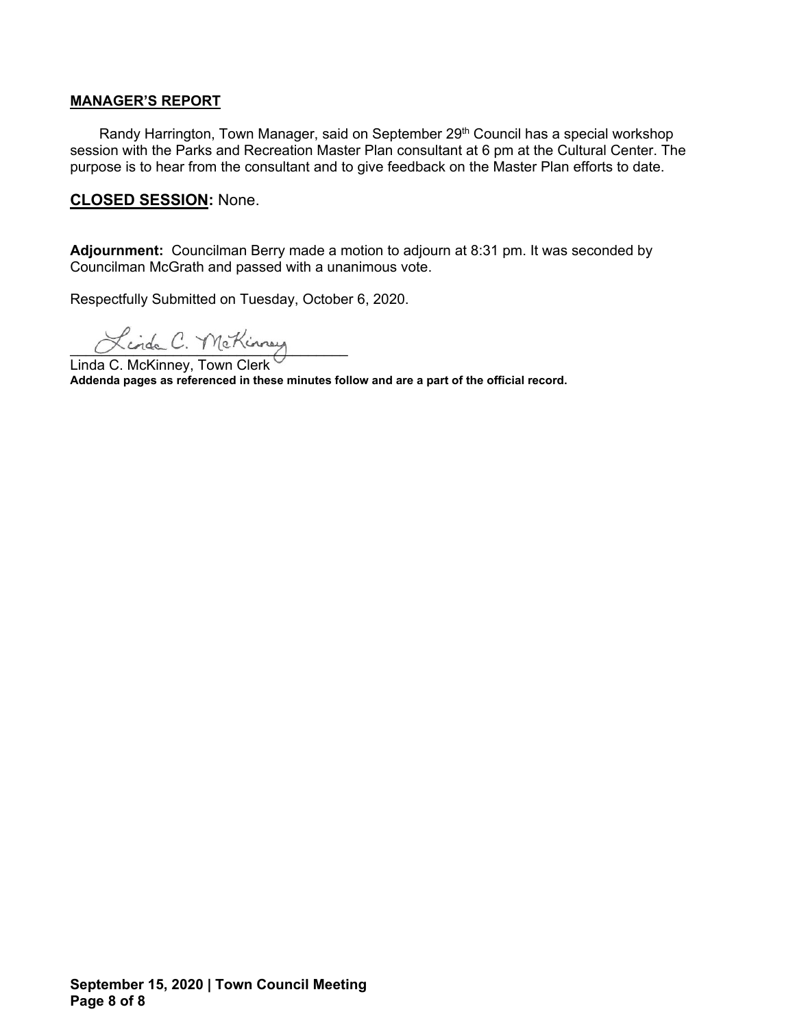## MANAGER'S REPORT

Randy Harrington, Town Manager, said on September 29th Council has a special workshop session with the Parks and Recreation Master Plan consultant at 6 pm at the Cultural Center. The purpose is to hear from the consultant and to give feedback on the Master Plan efforts to date.

## CLOSED SESSION: None.

**Adjournment:** Councilman Berry made a motion to adjourn at 8:31 pm. It was seconded by Councilman McGrath and passed with a unanimous vote.

Respectfully Submitted on Tuesday, October 6, 2020.

Linda C. McKinney

Linda C. McKinney, Town Clerk

**Addenda pages as referenced in these minutes follow and are a part of the official record.**